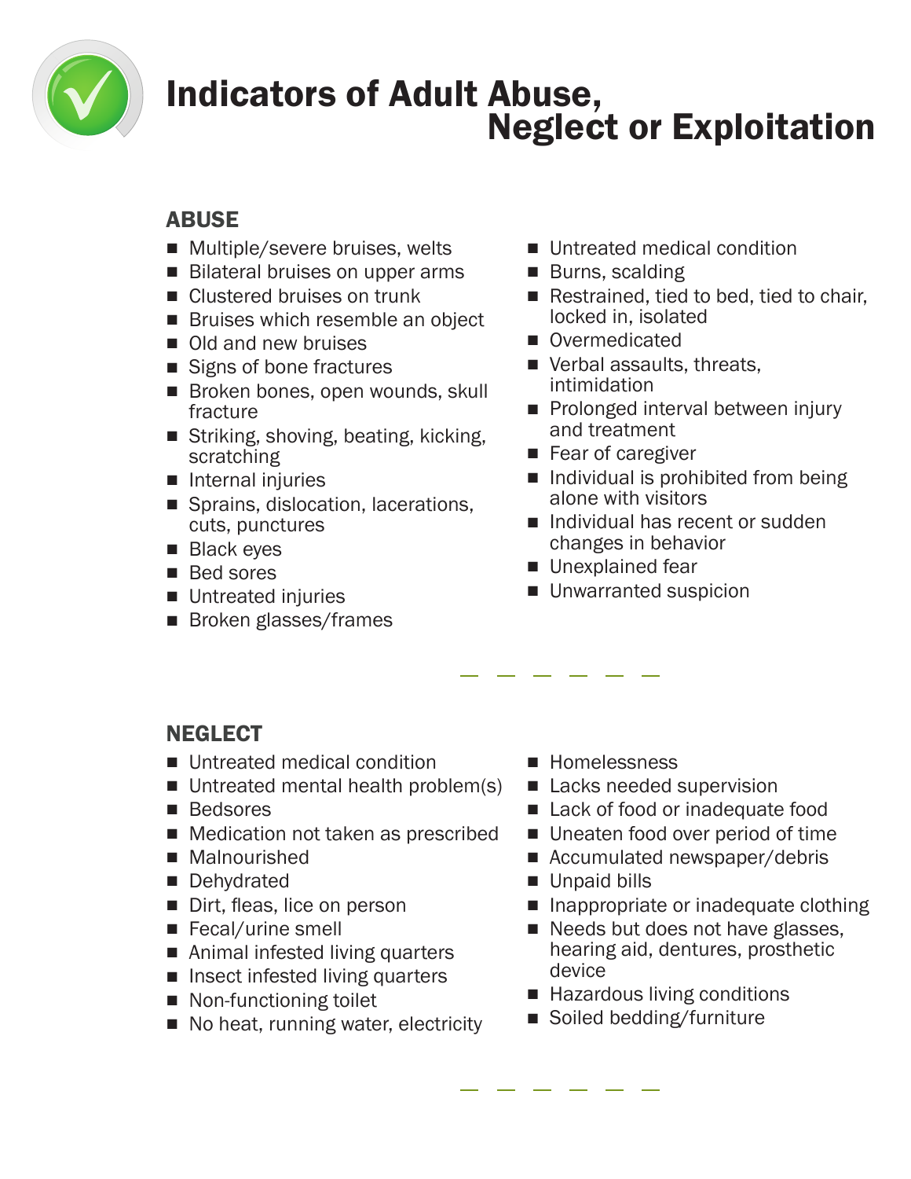# Indicators of Adult Abuse, Neglect or Exploitation

## ABUSE

- Multiple/severe bruises, welts
- Bilateral bruises on upper arms
- Clustered bruises on trunk
- Bruises which resemble an object
- Old and new bruises
- Signs of bone fractures
- Broken bones, open wounds, skull fracture
- Striking, shoving, beating, kicking, scratching
- Internal injuries
- Sprains, dislocation, lacerations, cuts, punctures
- Black eyes
- Bed sores
- Untreated injuries
- Broken glasses/frames
- Untreated medical condition
- Burns, scalding
- Restrained, tied to bed, tied to chair, locked in, isolated
- Overmedicated
- Verbal assaults, threats, intimidation
- Prolonged interval between injury and treatment
- Fear of caregiver
- Individual is prohibited from being alone with visitors
- Individual has recent or sudden changes in behavior
- Unexplained fear
- Unwarranted suspicion

## NEGLECT

- Untreated medical condition
- Untreated mental health problem(s)
- Bedsores
- Medication not taken as prescribed
- Malnourished
- Dehydrated
- Dirt, fleas, lice on person
- Fecal/urine smell
- Animal infested living quarters
- Insect infested living quarters
- Non-functioning toilet
- No heat, running water, electricity
- Homelessness
- Lacks needed supervision
- Lack of food or inadequate food
- Uneaten food over period of time
- Accumulated newspaper/debris
- Unpaid bills
- Inappropriate or inadequate clothing
- Needs but does not have glasses, hearing aid, dentures, prosthetic device
- Hazardous living conditions
- Soiled bedding/furniture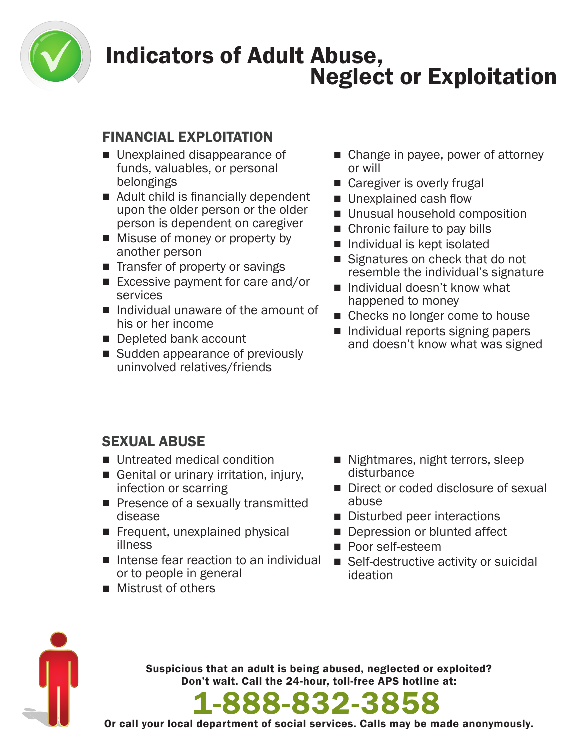# Indicators of Adult Abuse, Neglect or Exploitation

## FINANCIAL EXPLOITATION

- Unexplained disappearance of funds, valuables, or personal belongings
- Adult child is financially dependent upon the older person or the older person is dependent on caregiver
- Misuse of money or property by another person
- Transfer of property or savings
- Excessive payment for care and/or services
- Individual unaware of the amount of his or her income
- Depleted bank account
- Sudden appearance of previously uninvolved relatives/friends
- Change in payee, power of attorney or will
- Caregiver is overly frugal
- Unexplained cash flow
- Unusual household composition
- Chronic failure to pay bills
- Individual is kept isolated
- Signatures on check that do not resemble the individual's signature
- Individual doesn't know what happened to money
- Checks no longer come to house
- Individual reports signing papers and doesn't know what was signed

## SEXUAL ABUSE

- Untreated medical condition
- Genital or urinary irritation, injury, infection or scarring
- Presence of a sexually transmitted disease
- Frequent, unexplained physical illness
- Intense fear reaction to an individual or to people in general
- Mistrust of others
- Nightmares, night terrors, sleep disturbance
- Direct or coded disclosure of sexual abuse
- Disturbed peer interactions
- Depression or blunted affect
- Poor self-esteem
- Self-destructive activity or suicidal ideation

**Suspicious that an adult is being abused, neglected or exploited?**
**Don't wait. Call the 24-hour, toll-free APS hotline at:**

**1-888-832-3858**

**Or call your local department of social services. Calls may be made anonymously.**